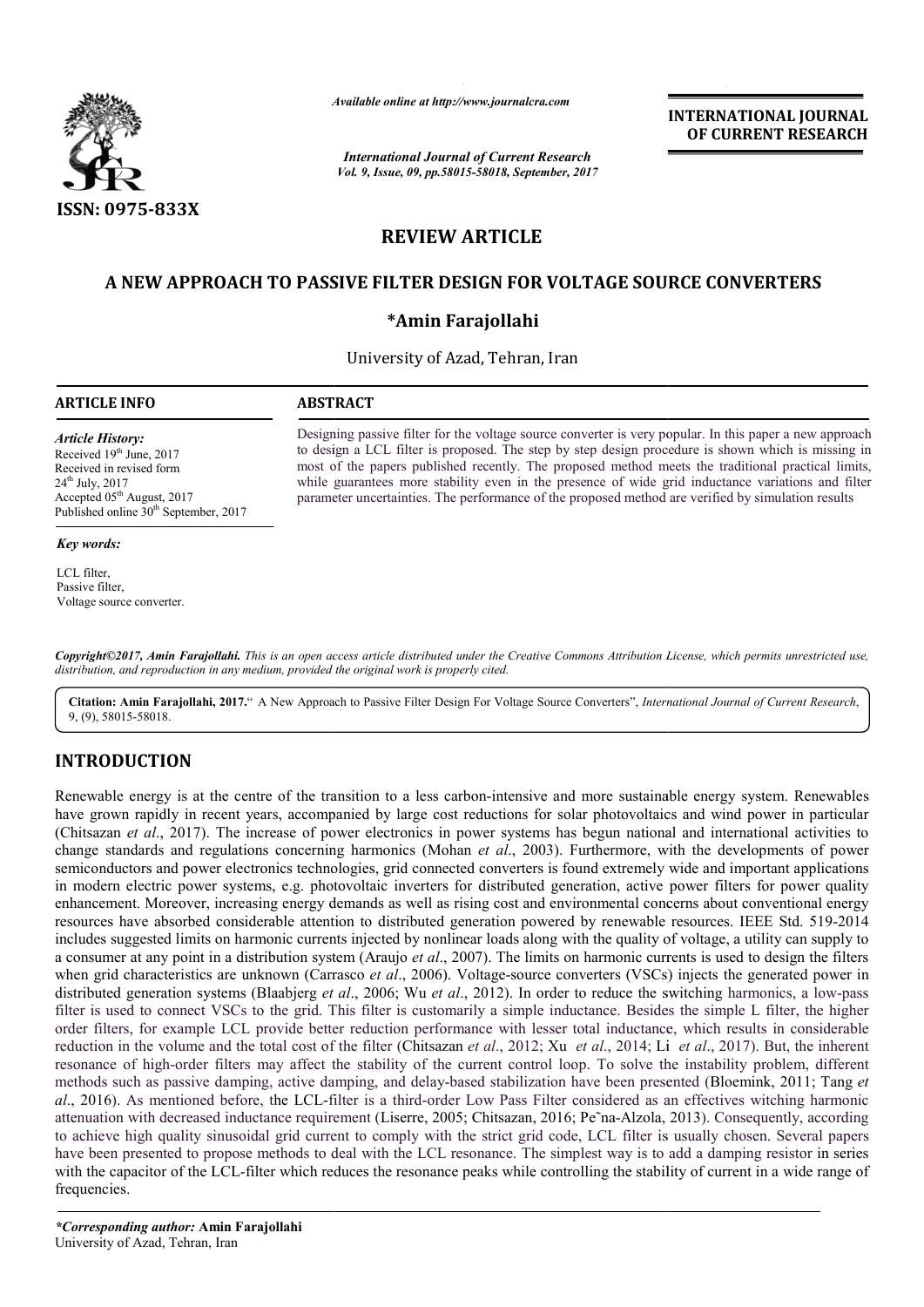ISSN: 0975-833X

*Available online at http://www.journalcra.com*

*International Journal of Current Research*
*Vol. 9, Issue, 09, pp.58015-58018, September, 2017*

**INTERNATIONAL JOURNAL OF CURRENT RESEARCH**

# REVIEW ARTICLE

# A NEW APPROACH TO PASSIVE FILTER DESIGN FOR VOLTAGE SOURCE CONVERTERS

**\*Amin Farajollahi**

University of Azad, Tehran, Iran

## ARTICLE INFO

*Article History:*

Received 19th June, 2017
Received in revised form 24th July, 2017
Accepted 05th August, 2017
Published online 30th September, 2017

*Key words:*

LCL filter,
Passive filter,
Voltage source converter.

## ABSTRACT

Designing passive filter for the voltage source converter is very popular. In this paper a new approach to design a LCL filter is proposed. The step by step design procedure is shown which is missing in most of the papers published recently. The proposed method meets the traditional practical limits, while guarantees more stability even in the presence of wide grid inductance variations and filter parameter uncertainties. The performance of the proposed method are verified by simulation results

***Copyright©2017, Amin Farajollahi.*** *This is an open access article distributed under the Creative Commons Attribution License, which permits unrestricted use, distribution, and reproduction in any medium, provided the original work is properly cited.*

**Citation: Amin Farajollahi, 2017.**" A New Approach to Passive Filter Design For Voltage Source Converters", *International Journal of Current Research*, 9, (9), 58015-58018.

## INTRODUCTION

Renewable energy is at the centre of the transition to a less carbon-intensive and more sustainable energy system. Renewables have grown rapidly in recent years, accompanied by large cost reductions for solar photovoltaics and wind power in particular (Chitsazan *et al*., 2017). The increase of power electronics in power systems has begun national and international activities to change standards and regulations concerning harmonics (Mohan *et al*., 2003). Furthermore, with the developments of power semiconductors and power electronics technologies, grid connected converters is found extremely wide and important applications in modern electric power systems, e.g. photovoltaic inverters for distributed generation, active power filters for power quality enhancement. Moreover, increasing energy demands as well as rising cost and environmental concerns about conventional energy resources have absorbed considerable attention to distributed generation powered by renewable resources. IEEE Std. 519-2014 includes suggested limits on harmonic currents injected by nonlinear loads along with the quality of voltage, a utility can supply to a consumer at any point in a distribution system (Araujo *et al*., 2007). The limits on harmonic currents is used to design the filters when grid characteristics are unknown (Carrasco *et al*., 2006). Voltage-source converters (VSCs) injects the generated power in distributed generation systems (Blaabjerg *et al*., 2006; Wu *et al*., 2012). In order to reduce the switching harmonics, a low-pass filter is used to connect VSCs to the grid. This filter is customarily a simple inductance. Besides the simple L filter, the higher order filters, for example LCL provide better reduction performance with lesser total inductance, which results in considerable reduction in the volume and the total cost of the filter (Chitsazan *et al*., 2012; Xu *et al*., 2014; Li *et al*., 2017). But, the inherent resonance of high-order filters may affect the stability of the current control loop. To solve the instability problem, different methods such as passive damping, active damping, and delay-based stabilization have been presented (Bloemink, 2011; Tang *et al*., 2016). As mentioned before, the LCL-filter is a third-order Low Pass Filter considered as an effectives witching harmonic attenuation with decreased inductance requirement (Liserre, 2005; Chitsazan, 2016; Pe˜na-Alzola, 2013). Consequently, according to achieve high quality sinusoidal grid current to comply with the strict grid code, LCL filter is usually chosen. Several papers have been presented to propose methods to deal with the LCL resonance. The simplest way is to add a damping resistor in series with the capacitor of the LCL-filter which reduces the resonance peaks while controlling the stability of current in a wide range of frequencies.

***\*Corresponding author:* Amin Farajollahi**
University of Azad, Tehran, Iran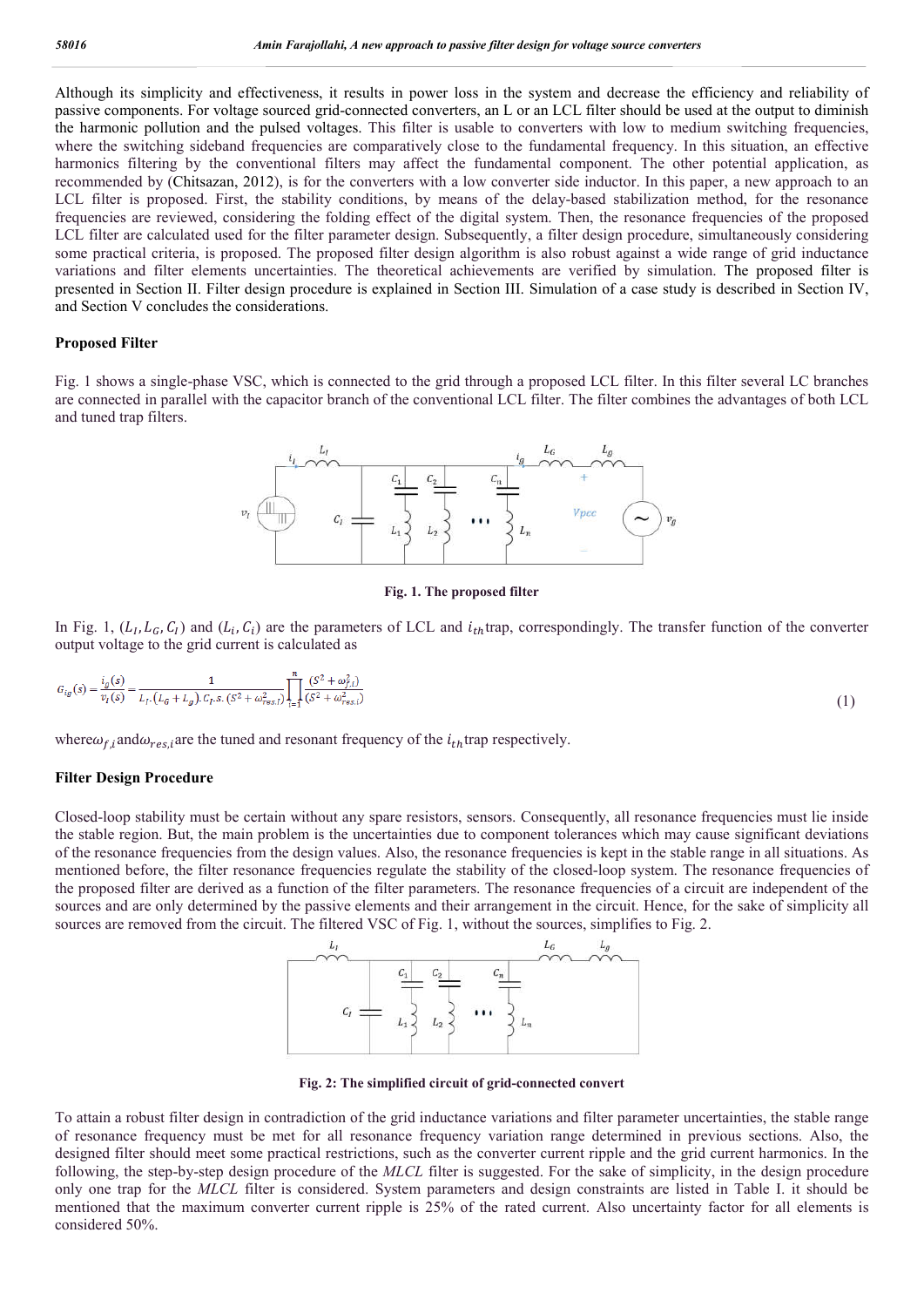Although its simplicity and effectiveness, it results in power loss in the system and decrease the efficiency and reliability of passive components. For voltage sourced grid-connected converters, an L or an LCL filter should be used at the output to diminish the harmonic pollution and the pulsed voltages. This filter is usable to converters with low to medium switching frequencies, where the switching sideband frequencies are comparatively close to the fundamental frequency. In this situation, an effective harmonics filtering by the conventional filters may affect the fundamental component. The other potential application, as recommended by (Chitsazan, 2012), is for the converters with a low converter side inductor. In this paper, a new approach to an LCL filter is proposed. First, the stability conditions, by means of the delay-based stabilization method, for the resonance frequencies are reviewed, considering the folding effect of the digital system. Then, the resonance frequencies of the proposed LCL filter are calculated used for the filter parameter design. Subsequently, a filter design procedure, simultaneously considering some practical criteria, is proposed. The proposed filter design algorithm is also robust against a wide range of grid inductance variations and filter elements uncertainties. The theoretical achievements are verified by simulation. The proposed filter is presented in Section II. Filter design procedure is explained in Section III. Simulation of a case study is described in Section IV, and Section V concludes the considerations.

## Proposed Filter

Fig. 1 shows a single-phase VSC, which is connected to the grid through a proposed LCL filter. In this filter several LC branches are connected in parallel with the capacitor branch of the conventional LCL filter. The filter combines the advantages of both LCL and tuned trap filters.

**Fig. 1. The proposed filter**

In Fig. 1, $(L_I, L_G, C_I)$ and $(L_i, C_i)$ are the parameters of LCL and $i_{th}$ trap, correspondingly. The transfer function of the converter output voltage to the grid current is calculated as

$$G_{ig}(s) = \frac{i_g(s)}{v_I(s)} = \frac{1}{L_I.(L_G + L_g).C_I.s.(S^2 + \omega_{res,I}^2)} \prod_{i=1}^{n} \frac{(S^2 + \omega_{f,i}^2)}{(S^2 + \omega_{res,i}^2)} \tag{1}$$

where $\omega_{f,i}$ and $\omega_{res,i}$ are the tuned and resonant frequency of the $i_{th}$ trap respectively.

## Filter Design Procedure

Closed-loop stability must be certain without any spare resistors, sensors. Consequently, all resonance frequencies must lie inside the stable region. But, the main problem is the uncertainties due to component tolerances which may cause significant deviations of the resonance frequencies from the design values. Also, the resonance frequencies is kept in the stable range in all situations. As mentioned before, the filter resonance frequencies regulate the stability of the closed-loop system. The resonance frequencies of the proposed filter are derived as a function of the filter parameters. The resonance frequencies of a circuit are independent of the sources and are only determined by the passive elements and their arrangement in the circuit. Hence, for the sake of simplicity all sources are removed from the circuit. The filtered VSC of Fig. 1, without the sources, simplifies to Fig. 2.

**Fig. 2: The simplified circuit of grid-connected convert**

To attain a robust filter design in contradiction of the grid inductance variations and filter parameter uncertainties, the stable range of resonance frequency must be met for all resonance frequency variation range determined in previous sections. Also, the designed filter should meet some practical restrictions, such as the converter current ripple and the grid current harmonics. In the following, the step-by-step design procedure of the *MLCL* filter is suggested. For the sake of simplicity, in the design procedure only one trap for the *MLCL* filter is considered. System parameters and design constraints are listed in Table I. it should be mentioned that the maximum converter current ripple is 25% of the rated current. Also uncertainty factor for all elements is considered 50%.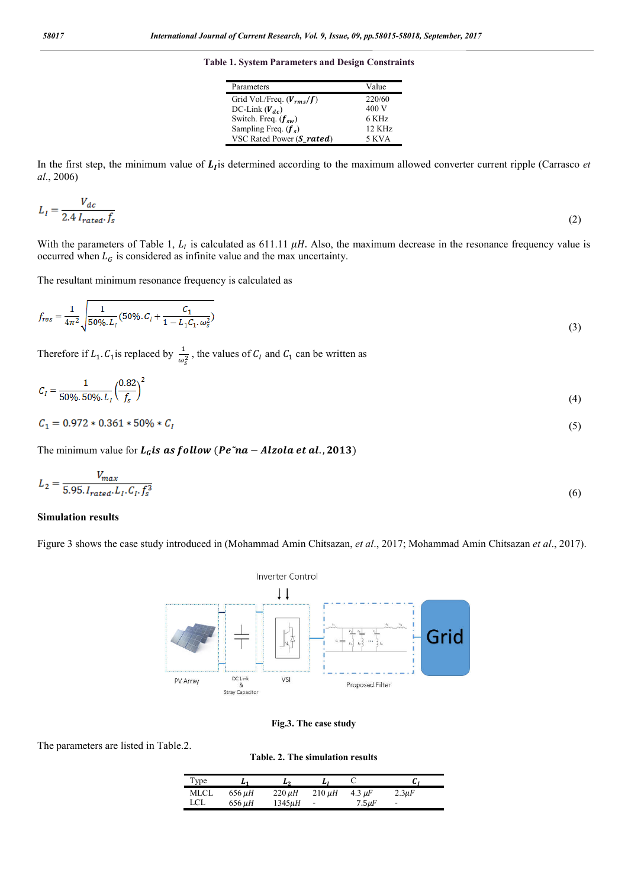**Table 1. System Parameters and Design Constraints**

| Parameters | Value |
|---|---|
| Grid Vol./Freq. ($V_{rms}/f$) | 220/60 |
| DC-Link ($V_{dc}$) | 400 V |
| Switch. Freq. ($f_{sw}$) | 6 KHz |
| Sampling Freq. ($f_s$) | 12 KHz |
| VSC Rated Power ($S\_rated$) | 5 KVA |

In the first step, the minimum value of $L_I$ is determined according to the maximum allowed converter current ripple (Carrasco *et al.*, 2006)

$$L_I = \frac{V_{dc}}{2.4\, I_{rated} \cdot f_s} \tag{2}$$

With the parameters of Table 1, $L_I$ is calculated as 611.11 $\mu H$. Also, the maximum decrease in the resonance frequency value is occurred when $L_G$ is considered as infinite value and the max uncertainty.

The resultant minimum resonance frequency is calculated as

$$f_{res} = \frac{1}{4\pi^2}\sqrt{\frac{1}{50\%.L_I}(50\%.C_I + \frac{C_1}{1 - L_1 C_1 . \omega_s^2})} \tag{3}$$

Therefore if $L_1.C_1$ is replaced by $\frac{1}{\omega_s^2}$, the values of $C_I$ and $C_1$ can be written as

$$C_I = \frac{1}{50\%.50\%.L_I}\left(\frac{0.82}{f_s}\right)^2 \tag{4}$$

$$C_1 = 0.972 * 0.361 * 50\% * C_I \tag{5}$$

The minimum value for $L_G$ is as follow (Peña – Alzola et al., 2013)

$$L_2 = \frac{V_{max}}{5.95 . I_{rated} . L_I . C_I . f_s^3} \tag{6}$$

**Simulation results**

Figure 3 shows the case study introduced in (Mohammad Amin Chitsazan, *et al*., 2017; Mohammad Amin Chitsazan *et al*., 2017).

**Fig.3. The case study**

The parameters are listed in Table.2.

**Table. 2. The simulation results**

| Type | $L_1$ | $L_2$ | $L_I$ | C | $C_I$ |
|---|---|---|---|---|---|
| MLCL | 656 $\mu H$ | 220 $\mu H$ | 210 $\mu H$ | 4.3 $\mu F$ | 2.3$\mu F$ |
| LCL | 656 $\mu H$ | 1345$\mu H$ | - | 7.5$\mu F$ | - |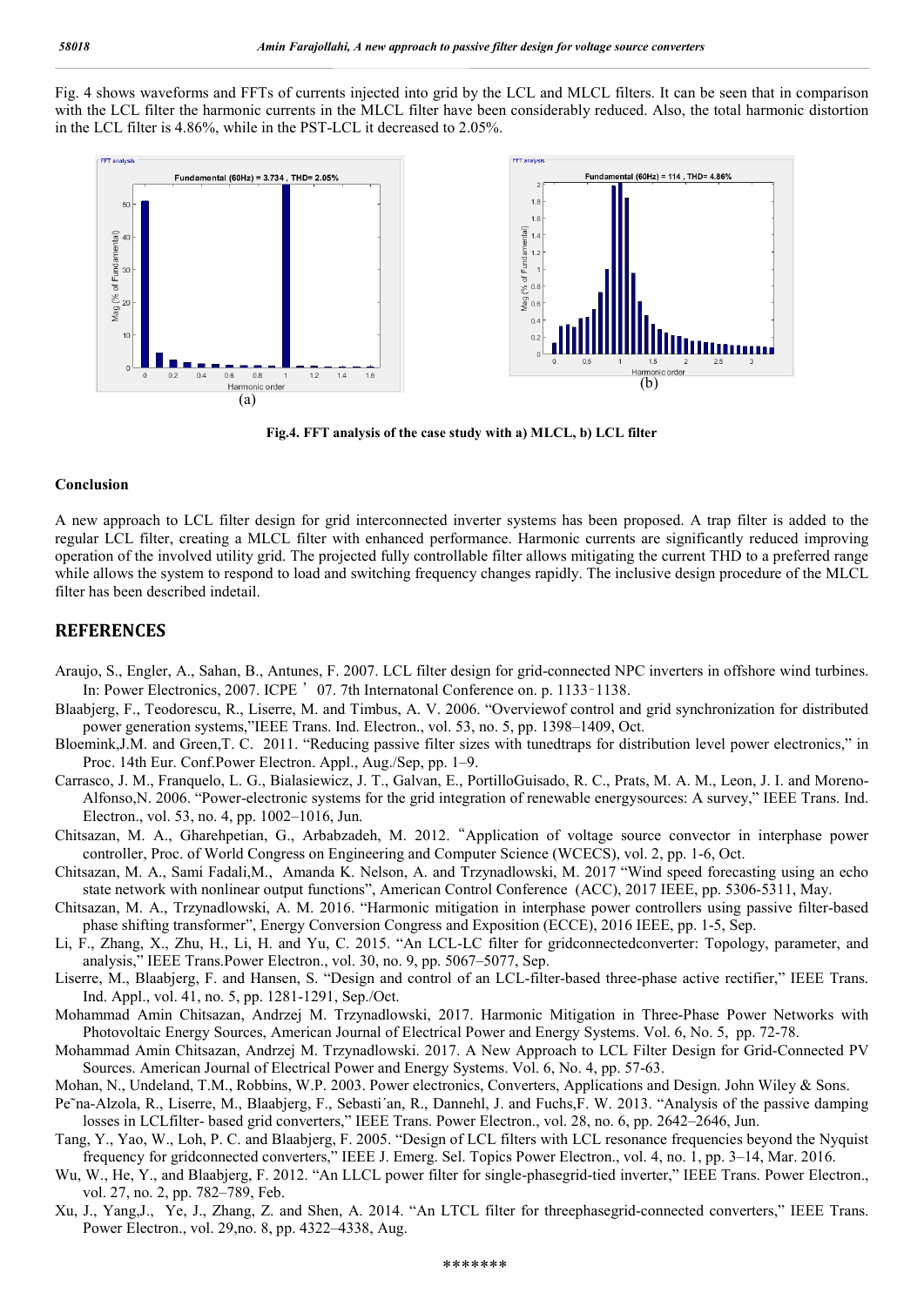Fig. 4 shows waveforms and FFTs of currents injected into grid by the LCL and MLCL filters. It can be seen that in comparison with the LCL filter the harmonic currents in the MLCL filter have been considerably reduced. Also, the total harmonic distortion in the LCL filter is 4.86%, while in the PST-LCL it decreased to 2.05%.

FFT analysis

Fundamental (60Hz) = 3.734 , THD= 2.05%

Mag (% of Fundamental)

Harmonic order

(a)

FFT analysis

Fundamental (60Hz) = 114 , THD= 4.86%

Mag (% of Fundamental)

Harmonic order

(b)

**Fig.4. FFT analysis of the case study with a) MLCL, b) LCL filter**

### Conclusion

A new approach to LCL filter design for grid interconnected inverter systems has been proposed. A trap filter is added to the regular LCL filter, creating a MLCL filter with enhanced performance. Harmonic currents are significantly reduced improving operation of the involved utility grid. The projected fully controllable filter allows mitigating the current THD to a preferred range while allows the system to respond to load and switching frequency changes rapidly. The inclusive design procedure of the MLCL filter has been described indetail.

## REFERENCES

Araujo, S., Engler, A., Sahan, B., Antunes, F. 2007. LCL filter design for grid-connected NPC inverters in offshore wind turbines. In: Power Electronics, 2007. ICPE ’ 07. 7th Internatonal Conference on. p. 1133‑1138.

Blaabjerg, F., Teodorescu, R., Liserre, M. and Timbus, A. V. 2006. “Overviewof control and grid synchronization for distributed power generation systems,”IEEE Trans. Ind. Electron., vol. 53, no. 5, pp. 1398–1409, Oct.

Bloemink,J.M. and Green,T. C. 2011. “Reducing passive filter sizes with tunedtraps for distribution level power electronics,” in Proc. 14th Eur. Conf.Power Electron. Appl., Aug./Sep, pp. 1–9.

Carrasco, J. M., Franquelo, L. G., Bialasiewicz, J. T., Galvan, E., PortilloGuisado, R. C., Prats, M. A. M., Leon, J. I. and Moreno-Alfonso,N. 2006. “Power-electronic systems for the grid integration of renewable energysources: A survey,” IEEE Trans. Ind. Electron., vol. 53, no. 4, pp. 1002–1016, Jun.

Chitsazan, M. A., Gharehpetian, G., Arbabzadeh, M. 2012. “Application of voltage source convector in interphase power controller, Proc. of World Congress on Engineering and Computer Science (WCECS), vol. 2, pp. 1-6, Oct.

Chitsazan, M. A., Sami Fadali,M., Amanda K. Nelson, A. and Trzynadlowski, M. 2017 “Wind speed forecasting using an echo state network with nonlinear output functions”, American Control Conference (ACC), 2017 IEEE, pp. 5306-5311, May.

Chitsazan, M. A., Trzynadlowski, A. M. 2016. “Harmonic mitigation in interphase power controllers using passive filter-based phase shifting transformer”, Energy Conversion Congress and Exposition (ECCE), 2016 IEEE, pp. 1-5, Sep.

Li, F., Zhang, X., Zhu, H., Li, H. and Yu, C. 2015. “An LCL-LC filter for gridconnectedconverter: Topology, parameter, and analysis,” IEEE Trans.Power Electron., vol. 30, no. 9, pp. 5067–5077, Sep.

Liserre, M., Blaabjerg, F. and Hansen, S. “Design and control of an LCL-filter-based three-phase active rectifier,” IEEE Trans. Ind. Appl., vol. 41, no. 5, pp. 1281-1291, Sep./Oct.

Mohammad Amin Chitsazan, Andrzej M. Trzynadlowski, 2017. Harmonic Mitigation in Three-Phase Power Networks with Photovoltaic Energy Sources, American Journal of Electrical Power and Energy Systems. Vol. 6, No. 5, pp. 72-78.

Mohammad Amin Chitsazan, Andrzej M. Trzynadlowski. 2017. A New Approach to LCL Filter Design for Grid-Connected PV Sources. American Journal of Electrical Power and Energy Systems. Vol. 6, No. 4, pp. 57-63.

Mohan, N., Undeland, T.M., Robbins, W.P. 2003. Power electronics, Converters, Applications and Design. John Wiley & Sons.

Pe˜na-Alzola, R., Liserre, M., Blaabjerg, F., Sebasti´an, R., Dannehl, J. and Fuchs,F. W. 2013. “Analysis of the passive damping losses in LCLfilter- based grid converters,” IEEE Trans. Power Electron., vol. 28, no. 6, pp. 2642–2646, Jun.

Tang, Y., Yao, W., Loh, P. C. and Blaabjerg, F. 2005. “Design of LCL filters with LCL resonance frequencies beyond the Nyquist frequency for gridconnected converters,” IEEE J. Emerg. Sel. Topics Power Electron., vol. 4, no. 1, pp. 3–14, Mar. 2016.

Wu, W., He, Y., and Blaabjerg, F. 2012. “An LLCL power filter for single-phasegrid-tied inverter,” IEEE Trans. Power Electron., vol. 27, no. 2, pp. 782–789, Feb.

Xu, J., Yang,J., Ye, J., Zhang, Z. and Shen, A. 2014. “An LTCL filter for threephasegrid-connected converters,” IEEE Trans. Power Electron., vol. 29,no. 8, pp. 4322–4338, Aug.

*******